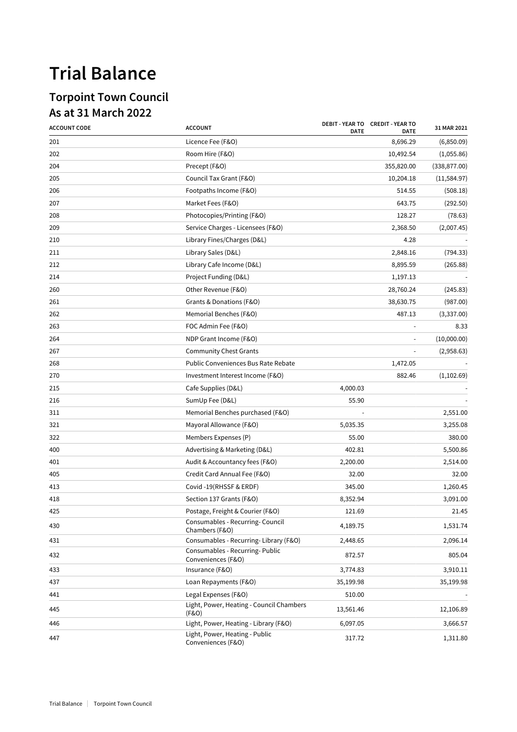# Trial Balance

## Torpoint Town Council

## As at 31 March 2022

| ACCOUNT CODE | ACCOUNT | DEBIT - YEAR TO DATE | CREDIT - YEAR TO DATE | 31 MAR 2021 |
|---|---|---|---|---|
| 201 | Licence Fee (F&O) | | 8,696.29 | (6,850.09) |
| 202 | Room Hire (F&O) | | 10,492.54 | (1,055.86) |
| 204 | Precept (F&O) | | 355,820.00 | (338,877.00) |
| 205 | Council Tax Grant (F&O) | | 10,204.18 | (11,584.97) |
| 206 | Footpaths Income (F&O) | | 514.55 | (508.18) |
| 207 | Market Fees (F&O) | | 643.75 | (292.50) |
| 208 | Photocopies/Printing (F&O) | | 128.27 | (78.63) |
| 209 | Service Charges - Licensees (F&O) | | 2,368.50 | (2,007.45) |
| 210 | Library Fines/Charges (D&L) | | 4.28 | - |
| 211 | Library Sales (D&L) | | 2,848.16 | (794.33) |
| 212 | Library Cafe Income (D&L) | | 8,895.59 | (265.88) |
| 214 | Project Funding (D&L) | | 1,197.13 | - |
| 260 | Other Revenue (F&O) | | 28,760.24 | (245.83) |
| 261 | Grants & Donations (F&O) | | 38,630.75 | (987.00) |
| 262 | Memorial Benches (F&O) | | 487.13 | (3,337.00) |
| 263 | FOC Admin Fee (F&O) | | - | 8.33 |
| 264 | NDP Grant Income (F&O) | | - | (10,000.00) |
| 267 | Community Chest Grants | | - | (2,958.63) |
| 268 | Public Conveniences Bus Rate Rebate | | 1,472.05 | - |
| 270 | Investment Interest Income (F&O) | | 882.46 | (1,102.69) |
| 215 | Cafe Supplies (D&L) | 4,000.03 | | - |
| 216 | SumUp Fee (D&L) | 55.90 | | - |
| 311 | Memorial Benches purchased (F&O) | - | | 2,551.00 |
| 321 | Mayoral Allowance (F&O) | 5,035.35 | | 3,255.08 |
| 322 | Members Expenses (P) | 55.00 | | 380.00 |
| 400 | Advertising & Marketing (D&L) | 402.81 | | 5,500.86 |
| 401 | Audit & Accountancy fees (F&O) | 2,200.00 | | 2,514.00 |
| 405 | Credit Card Annual Fee (F&O) | 32.00 | | 32.00 |
| 413 | Covid -19(RHSSF & ERDF) | 345.00 | | 1,260.45 |
| 418 | Section 137 Grants (F&O) | 8,352.94 | | 3,091.00 |
| 425 | Postage, Freight & Courier (F&O) | 121.69 | | 21.45 |
| 430 | Consumables - Recurring- Council Chambers (F&O) | 4,189.75 | | 1,531.74 |
| 431 | Consumables - Recurring- Library (F&O) | 2,448.65 | | 2,096.14 |
| 432 | Consumables - Recurring- Public Conveniences (F&O) | 872.57 | | 805.04 |
| 433 | Insurance (F&O) | 3,774.83 | | 3,910.11 |
| 437 | Loan Repayments (F&O) | 35,199.98 | | 35,199.98 |
| 441 | Legal Expenses (F&O) | 510.00 | | - |
| 445 | Light, Power, Heating - Council Chambers (F&O) | 13,561.46 | | 12,106.89 |
| 446 | Light, Power, Heating - Library (F&O) | 6,097.05 | | 3,666.57 |
| 447 | Light, Power, Heating - Public Conveniences (F&O) | 317.72 | | 1,311.80 |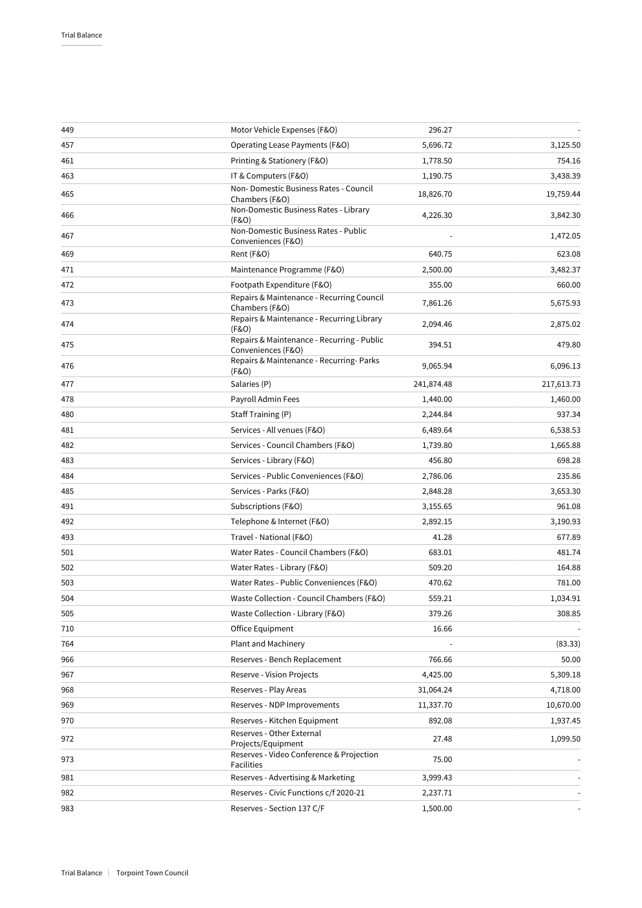| | | | |
|---|---|---|---|
| 449 | Motor Vehicle Expenses (F&O) | 296.27 | - |
| 457 | Operating Lease Payments (F&O) | 5,696.72 | 3,125.50 |
| 461 | Printing & Stationery (F&O) | 1,778.50 | 754.16 |
| 463 | IT & Computers (F&O) | 1,190.75 | 3,438.39 |
| 465 | Non- Domestic Business Rates - Council Chambers (F&O) | 18,826.70 | 19,759.44 |
| 466 | Non-Domestic Business Rates - Library (F&O) | 4,226.30 | 3,842.30 |
| 467 | Non-Domestic Business Rates - Public Conveniences (F&O) | - | 1,472.05 |
| 469 | Rent (F&O) | 640.75 | 623.08 |
| 471 | Maintenance Programme (F&O) | 2,500.00 | 3,482.37 |
| 472 | Footpath Expenditure (F&O) | 355.00 | 660.00 |
| 473 | Repairs & Maintenance - Recurring Council Chambers (F&O) | 7,861.26 | 5,675.93 |
| 474 | Repairs & Maintenance - Recurring Library (F&O) | 2,094.46 | 2,875.02 |
| 475 | Repairs & Maintenance - Recurring - Public Conveniences (F&O) | 394.51 | 479.80 |
| 476 | Repairs & Maintenance - Recurring- Parks (F&O) | 9,065.94 | 6,096.13 |
| 477 | Salaries (P) | 241,874.48 | 217,613.73 |
| 478 | Payroll Admin Fees | 1,440.00 | 1,460.00 |
| 480 | Staff Training (P) | 2,244.84 | 937.34 |
| 481 | Services - All venues (F&O) | 6,489.64 | 6,538.53 |
| 482 | Services - Council Chambers (F&O) | 1,739.80 | 1,665.88 |
| 483 | Services - Library (F&O) | 456.80 | 698.28 |
| 484 | Services - Public Conveniences (F&O) | 2,786.06 | 235.86 |
| 485 | Services - Parks (F&O) | 2,848.28 | 3,653.30 |
| 491 | Subscriptions (F&O) | 3,155.65 | 961.08 |
| 492 | Telephone & Internet (F&O) | 2,892.15 | 3,190.93 |
| 493 | Travel - National (F&O) | 41.28 | 677.89 |
| 501 | Water Rates - Council Chambers (F&O) | 683.01 | 481.74 |
| 502 | Water Rates - Library (F&O) | 509.20 | 164.88 |
| 503 | Water Rates - Public Conveniences (F&O) | 470.62 | 781.00 |
| 504 | Waste Collection - Council Chambers (F&O) | 559.21 | 1,034.91 |
| 505 | Waste Collection - Library (F&O) | 379.26 | 308.85 |
| 710 | Office Equipment | 16.66 | - |
| 764 | Plant and Machinery | - | (83.33) |
| 966 | Reserves - Bench Replacement | 766.66 | 50.00 |
| 967 | Reserve - Vision Projects | 4,425.00 | 5,309.18 |
| 968 | Reserves - Play Areas | 31,064.24 | 4,718.00 |
| 969 | Reserves - NDP Improvements | 11,337.70 | 10,670.00 |
| 970 | Reserves - Kitchen Equipment | 892.08 | 1,937.45 |
| 972 | Reserves - Other External Projects/Equipment | 27.48 | 1,099.50 |
| 973 | Reserves - Video Conference & Projection Facilities | 75.00 | - |
| 981 | Reserves - Advertising & Marketing | 3,999.43 | - |
| 982 | Reserves - Civic Functions c/f 2020-21 | 2,237.71 | - |
| 983 | Reserves - Section 137 C/F | 1,500.00 | - |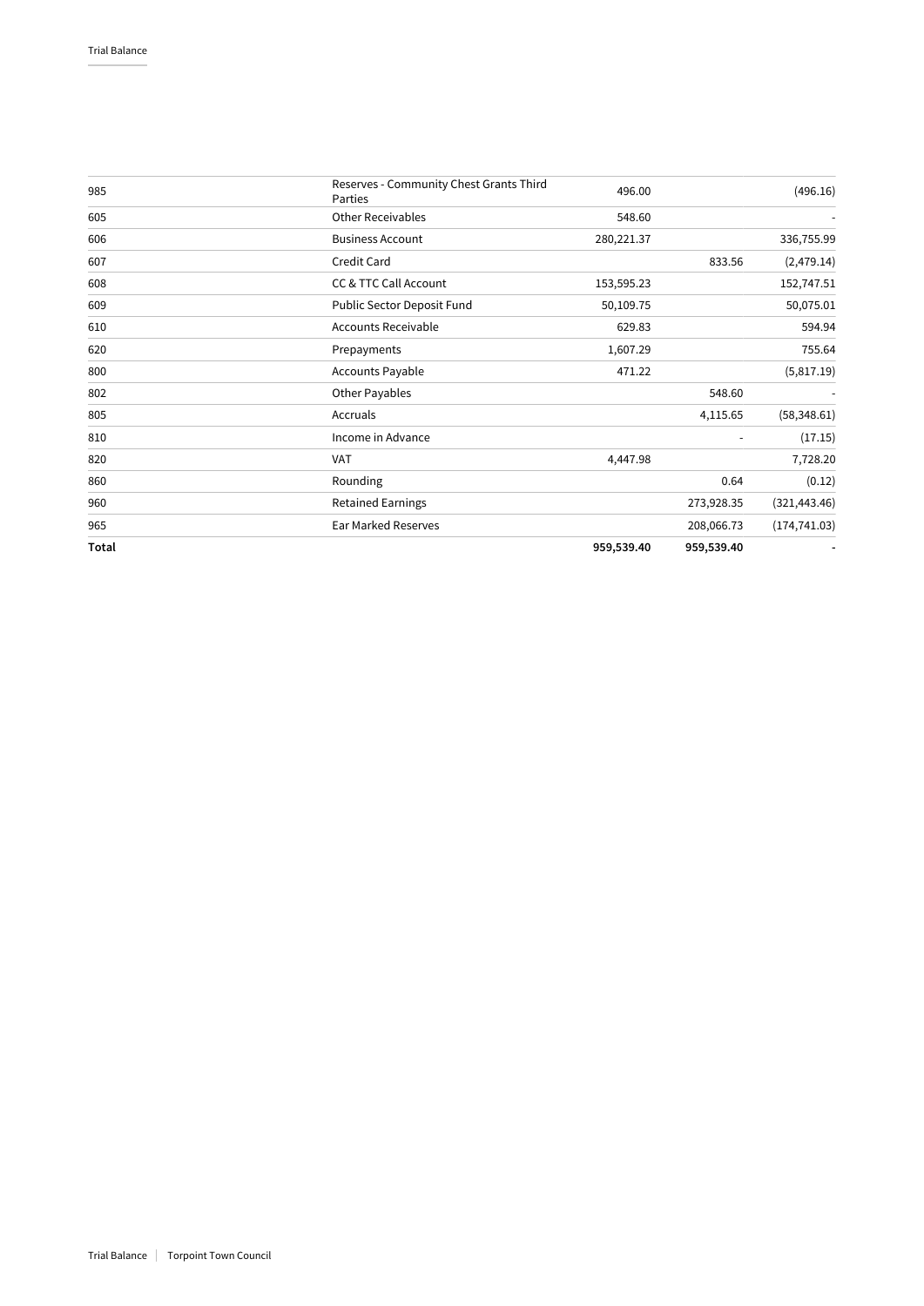| | | | | |
|---|---|---|---|---|
| 985 | Reserves - Community Chest Grants Third Parties | 496.00 | | (496.16) |
| 605 | Other Receivables | 548.60 | | - |
| 606 | Business Account | 280,221.37 | | 336,755.99 |
| 607 | Credit Card | | 833.56 | (2,479.14) |
| 608 | CC & TTC Call Account | 153,595.23 | | 152,747.51 |
| 609 | Public Sector Deposit Fund | 50,109.75 | | 50,075.01 |
| 610 | Accounts Receivable | 629.83 | | 594.94 |
| 620 | Prepayments | 1,607.29 | | 755.64 |
| 800 | Accounts Payable | 471.22 | | (5,817.19) |
| 802 | Other Payables | | 548.60 | - |
| 805 | Accruals | | 4,115.65 | (58,348.61) |
| 810 | Income in Advance | | - | (17.15) |
| 820 | VAT | 4,447.98 | | 7,728.20 |
| 860 | Rounding | | 0.64 | (0.12) |
| 960 | Retained Earnings | | 273,928.35 | (321,443.46) |
| 965 | Ear Marked Reserves | | 208,066.73 | (174,741.03) |
| **Total** | | **959,539.40** | **959,539.40** | - |